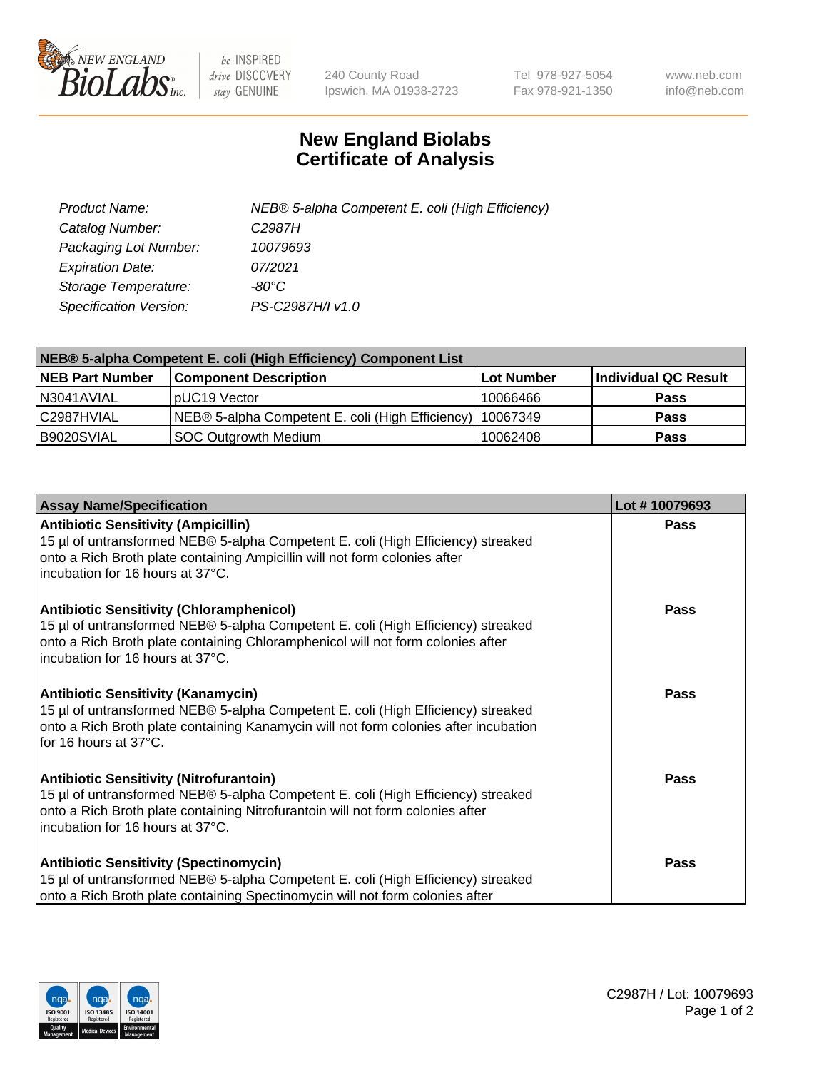New England BioLabs Inc. — be INSPIRED drive DISCOVERY stay GENUINE

240 County Road
Ipswich, MA 01938-2723

Tel 978-927-5054
Fax 978-921-1350

www.neb.com
info@neb.com

# New England Biolabs Certificate of Analysis

| | |
|---|---|
| *Product Name:* | *NEB® 5-alpha Competent E. coli (High Efficiency)* |
| *Catalog Number:* | *C2987H* |
| *Packaging Lot Number:* | *10079693* |
| *Expiration Date:* | *07/2021* |
| *Storage Temperature:* | *-80°C* |
| *Specification Version:* | *PS-C2987H/I v1.0* |

| NEB® 5-alpha Competent E. coli (High Efficiency) Component List | | | |
|---|---|---|---|
| **NEB Part Number** | **Component Description** | **Lot Number** | **Individual QC Result** |
| N3041AVIAL | pUC19 Vector | 10066466 | **Pass** |
| C2987HVIAL | NEB® 5-alpha Competent E. coli (High Efficiency) | 10067349 | **Pass** |
| B9020SVIAL | SOC Outgrowth Medium | 10062408 | **Pass** |

| Assay Name/Specification | Lot # 10079693 |
|---|---|
| **Antibiotic Sensitivity (Ampicillin)**<br>15 µl of untransformed NEB® 5-alpha Competent E. coli (High Efficiency) streaked onto a Rich Broth plate containing Ampicillin will not form colonies after incubation for 16 hours at 37°C. | **Pass** |
| **Antibiotic Sensitivity (Chloramphenicol)**<br>15 µl of untransformed NEB® 5-alpha Competent E. coli (High Efficiency) streaked onto a Rich Broth plate containing Chloramphenicol will not form colonies after incubation for 16 hours at 37°C. | **Pass** |
| **Antibiotic Sensitivity (Kanamycin)**<br>15 µl of untransformed NEB® 5-alpha Competent E. coli (High Efficiency) streaked onto a Rich Broth plate containing Kanamycin will not form colonies after incubation for 16 hours at 37°C. | **Pass** |
| **Antibiotic Sensitivity (Nitrofurantoin)**<br>15 µl of untransformed NEB® 5-alpha Competent E. coli (High Efficiency) streaked onto a Rich Broth plate containing Nitrofurantoin will not form colonies after incubation for 16 hours at 37°C. | **Pass** |
| **Antibiotic Sensitivity (Spectinomycin)**<br>15 µl of untransformed NEB® 5-alpha Competent E. coli (High Efficiency) streaked onto a Rich Broth plate containing Spectinomycin will not form colonies after | **Pass** |

C2987H / Lot: 10079693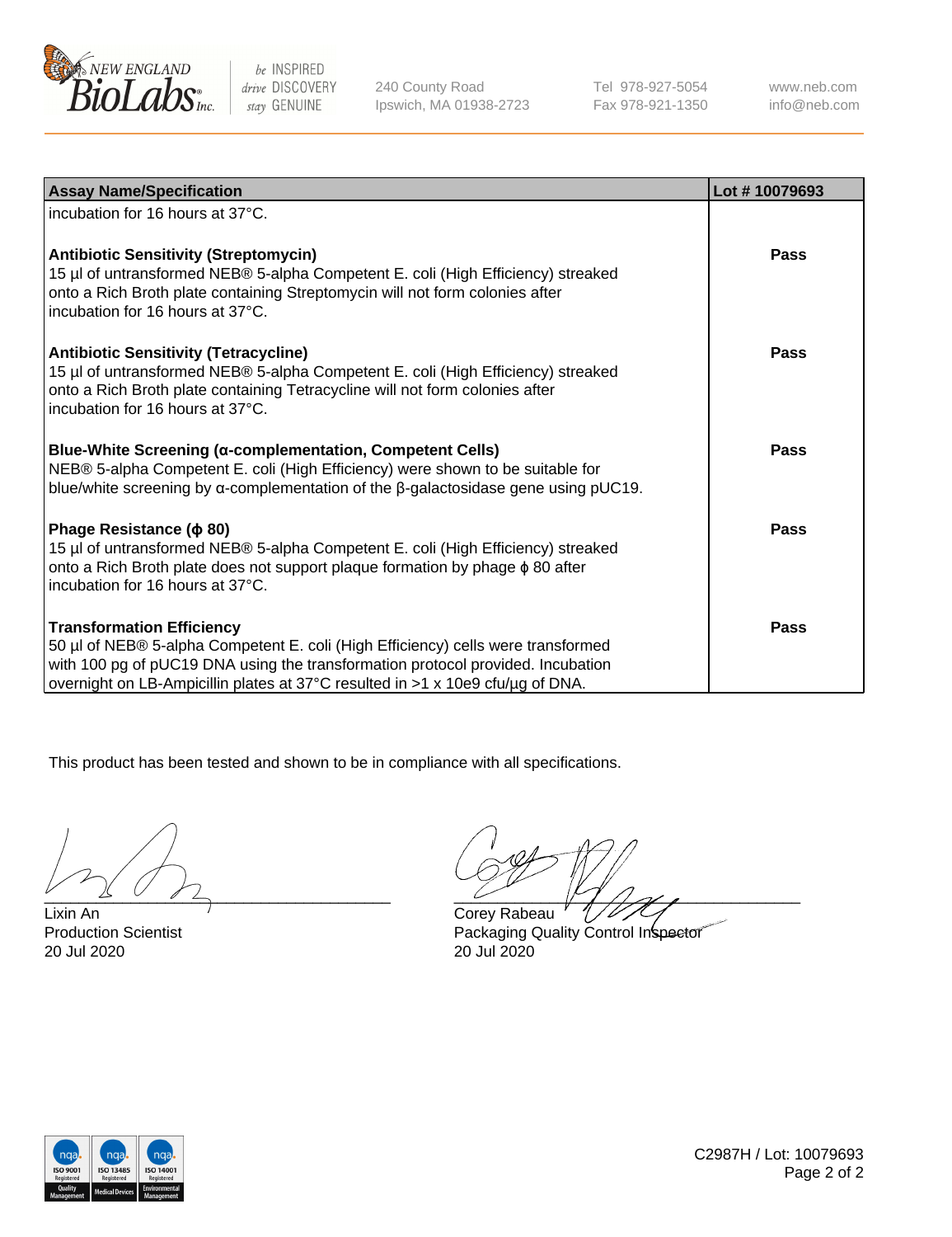| Assay Name/Specification | Lot # 10079693 |
| --- | --- |
| incubation for 16 hours at 37°C. | |
| **Antibiotic Sensitivity (Streptomycin)**<br>15 µl of untransformed NEB® 5-alpha Competent E. coli (High Efficiency) streaked onto a Rich Broth plate containing Streptomycin will not form colonies after incubation for 16 hours at 37°C. | **Pass** |
| **Antibiotic Sensitivity (Tetracycline)**<br>15 µl of untransformed NEB® 5-alpha Competent E. coli (High Efficiency) streaked onto a Rich Broth plate containing Tetracycline will not form colonies after incubation for 16 hours at 37°C. | **Pass** |
| **Blue-White Screening (α-complementation, Competent Cells)**<br>NEB® 5-alpha Competent E. coli (High Efficiency) were shown to be suitable for blue/white screening by α-complementation of the β-galactosidase gene using pUC19. | **Pass** |
| **Phage Resistance (ϕ 80)**<br>15 µl of untransformed NEB® 5-alpha Competent E. coli (High Efficiency) streaked onto a Rich Broth plate does not support plaque formation by phage ϕ 80 after incubation for 16 hours at 37°C. | **Pass** |
| **Transformation Efficiency**<br>50 µl of NEB® 5-alpha Competent E. coli (High Efficiency) cells were transformed with 100 pg of pUC19 DNA using the transformation protocol provided. Incubation overnight on LB-Ampicillin plates at 37°C resulted in >1 x 10e9 cfu/µg of DNA. | **Pass** |

This product has been tested and shown to be in compliance with all specifications.

Lixin An
Production Scientist
20 Jul 2020

Corey Rabeau
Packaging Quality Control Inspector
20 Jul 2020

C2987H / Lot: 10079693